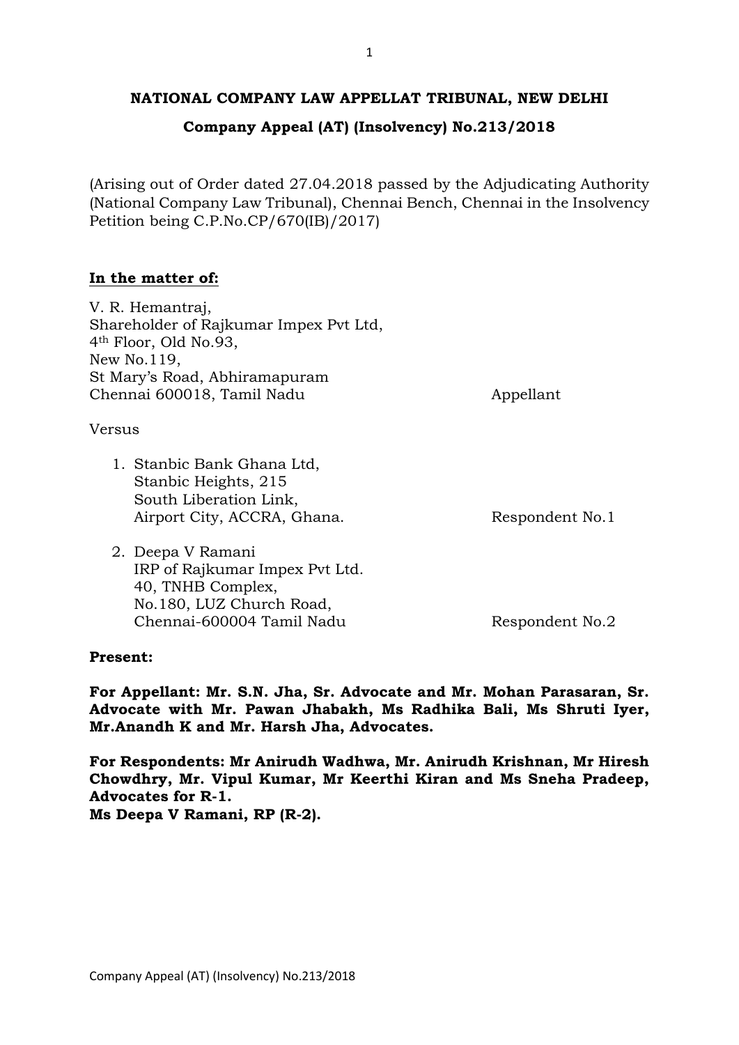**NATIONAL COMPANY LAW APPELLAT TRIBUNAL, NEW DELHI**

**Company Appeal (AT) (Insolvency) No.213/2018**

(Arising out of Order dated 27.04.2018 passed by the Adjudicating Authority (National Company Law Tribunal), Chennai Bench, Chennai in the Insolvency Petition being C.P.No.CP/670(IB)/2017)

**In the matter of:**

V. R. Hemantraj,
Shareholder of Rajkumar Impex Pvt Ltd,
4th Floor, Old No.93,
New No.119,
St Mary's Road, Abhiramapuram
Chennai 600018, Tamil Nadu — Appellant

Versus

1. Stanbic Bank Ghana Ltd,
   Stanbic Heights, 215
   South Liberation Link,
   Airport City, ACCRA, Ghana. — Respondent No.1

2. Deepa V Ramani
   IRP of Rajkumar Impex Pvt Ltd.
   40, TNHB Complex,
   No.180, LUZ Church Road,
   Chennai-600004 Tamil Nadu — Respondent No.2

**Present:**

**For Appellant: Mr. S.N. Jha, Sr. Advocate and Mr. Mohan Parasaran, Sr. Advocate with Mr. Pawan Jhabakh, Ms Radhika Bali, Ms Shruti Iyer, Mr.Anandh K and Mr. Harsh Jha, Advocates.**

**For Respondents: Mr Anirudh Wadhwa, Mr. Anirudh Krishnan, Mr Hiresh Chowdhry, Mr. Vipul Kumar, Mr Keerthi Kiran and Ms Sneha Pradeep, Advocates for R-1.**
**Ms Deepa V Ramani, RP (R-2).**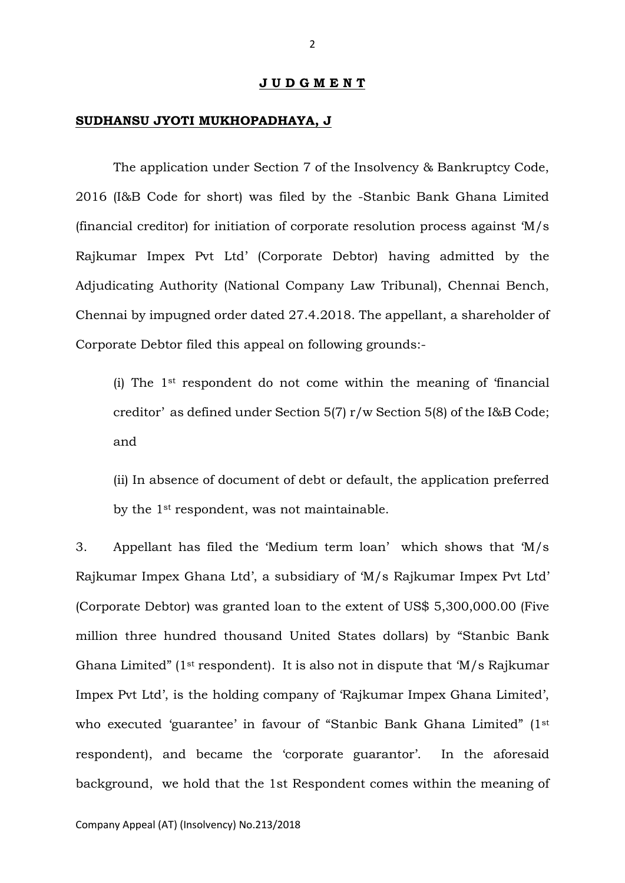**J U D G M E N T**

**SUDHANSU JYOTI MUKHOPADHAYA, J**

The application under Section 7 of the Insolvency & Bankruptcy Code, 2016 (I&B Code for short) was filed by the -Stanbic Bank Ghana Limited (financial creditor) for initiation of corporate resolution process against 'M/s Rajkumar Impex Pvt Ltd' (Corporate Debtor) having admitted by the Adjudicating Authority (National Company Law Tribunal), Chennai Bench, Chennai by impugned order dated 27.4.2018. The appellant, a shareholder of Corporate Debtor filed this appeal on following grounds:-

(i) The 1st respondent do not come within the meaning of 'financial creditor' as defined under Section 5(7) r/w Section 5(8) of the I&B Code; and

(ii) In absence of document of debt or default, the application preferred by the 1st respondent, was not maintainable.

3. Appellant has filed the 'Medium term loan' which shows that 'M/s Rajkumar Impex Ghana Ltd', a subsidiary of 'M/s Rajkumar Impex Pvt Ltd' (Corporate Debtor) was granted loan to the extent of US$ 5,300,000.00 (Five million three hundred thousand United States dollars) by "Stanbic Bank Ghana Limited" (1st respondent). It is also not in dispute that 'M/s Rajkumar Impex Pvt Ltd', is the holding company of 'Rajkumar Impex Ghana Limited', who executed 'guarantee' in favour of "Stanbic Bank Ghana Limited" (1st respondent), and became the 'corporate guarantor'. In the aforesaid background, we hold that the 1st Respondent comes within the meaning of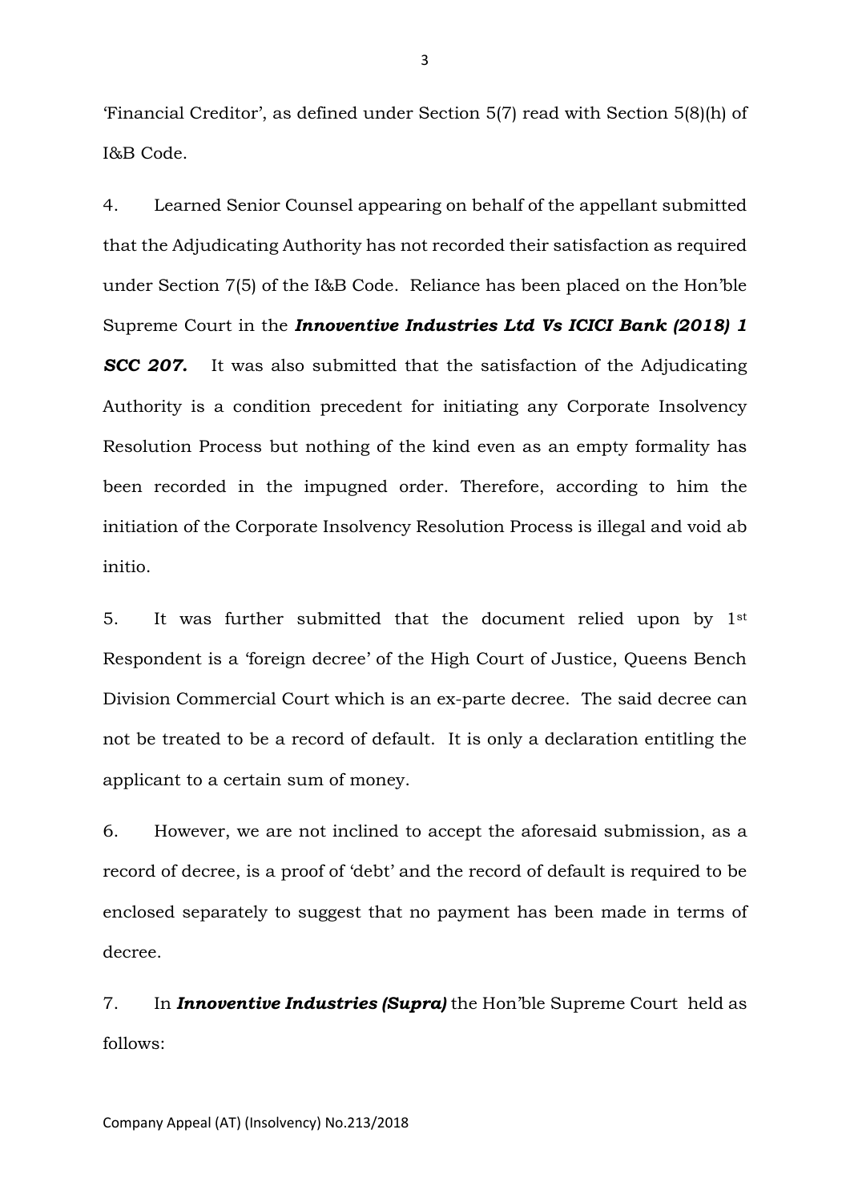'Financial Creditor', as defined under Section 5(7) read with Section 5(8)(h) of I&B Code.

4. Learned Senior Counsel appearing on behalf of the appellant submitted that the Adjudicating Authority has not recorded their satisfaction as required under Section 7(5) of the I&B Code. Reliance has been placed on the Hon'ble Supreme Court in the ***Innoventive Industries Ltd Vs ICICI Bank (2018) 1 SCC 207.*** It was also submitted that the satisfaction of the Adjudicating Authority is a condition precedent for initiating any Corporate Insolvency Resolution Process but nothing of the kind even as an empty formality has been recorded in the impugned order. Therefore, according to him the initiation of the Corporate Insolvency Resolution Process is illegal and void ab initio.

5. It was further submitted that the document relied upon by 1st Respondent is a 'foreign decree' of the High Court of Justice, Queens Bench Division Commercial Court which is an ex-parte decree. The said decree can not be treated to be a record of default. It is only a declaration entitling the applicant to a certain sum of money.

6. However, we are not inclined to accept the aforesaid submission, as a record of decree, is a proof of 'debt' and the record of default is required to be enclosed separately to suggest that no payment has been made in terms of decree.

7. In ***Innoventive Industries (Supra)*** the Hon'ble Supreme Court held as follows: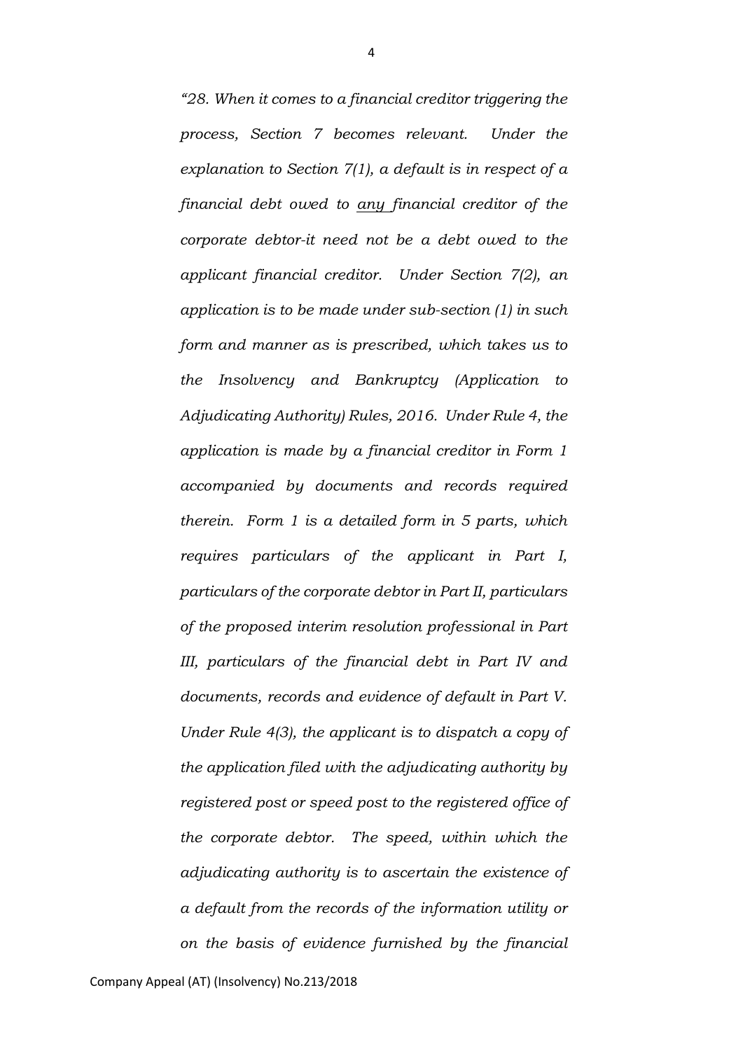*"28. When it comes to a financial creditor triggering the process, Section 7 becomes relevant. Under the explanation to Section 7(1), a default is in respect of a financial debt owed to <u>any</u> financial creditor of the corporate debtor-it need not be a debt owed to the applicant financial creditor. Under Section 7(2), an application is to be made under sub-section (1) in such form and manner as is prescribed, which takes us to the Insolvency and Bankruptcy (Application to Adjudicating Authority) Rules, 2016. Under Rule 4, the application is made by a financial creditor in Form 1 accompanied by documents and records required therein. Form 1 is a detailed form in 5 parts, which requires particulars of the applicant in Part I, particulars of the corporate debtor in Part II, particulars of the proposed interim resolution professional in Part III, particulars of the financial debt in Part IV and documents, records and evidence of default in Part V. Under Rule 4(3), the applicant is to dispatch a copy of the application filed with the adjudicating authority by registered post or speed post to the registered office of the corporate debtor. The speed, within which the adjudicating authority is to ascertain the existence of a default from the records of the information utility or on the basis of evidence furnished by the financial*

Company Appeal (AT) (Insolvency) No.213/2018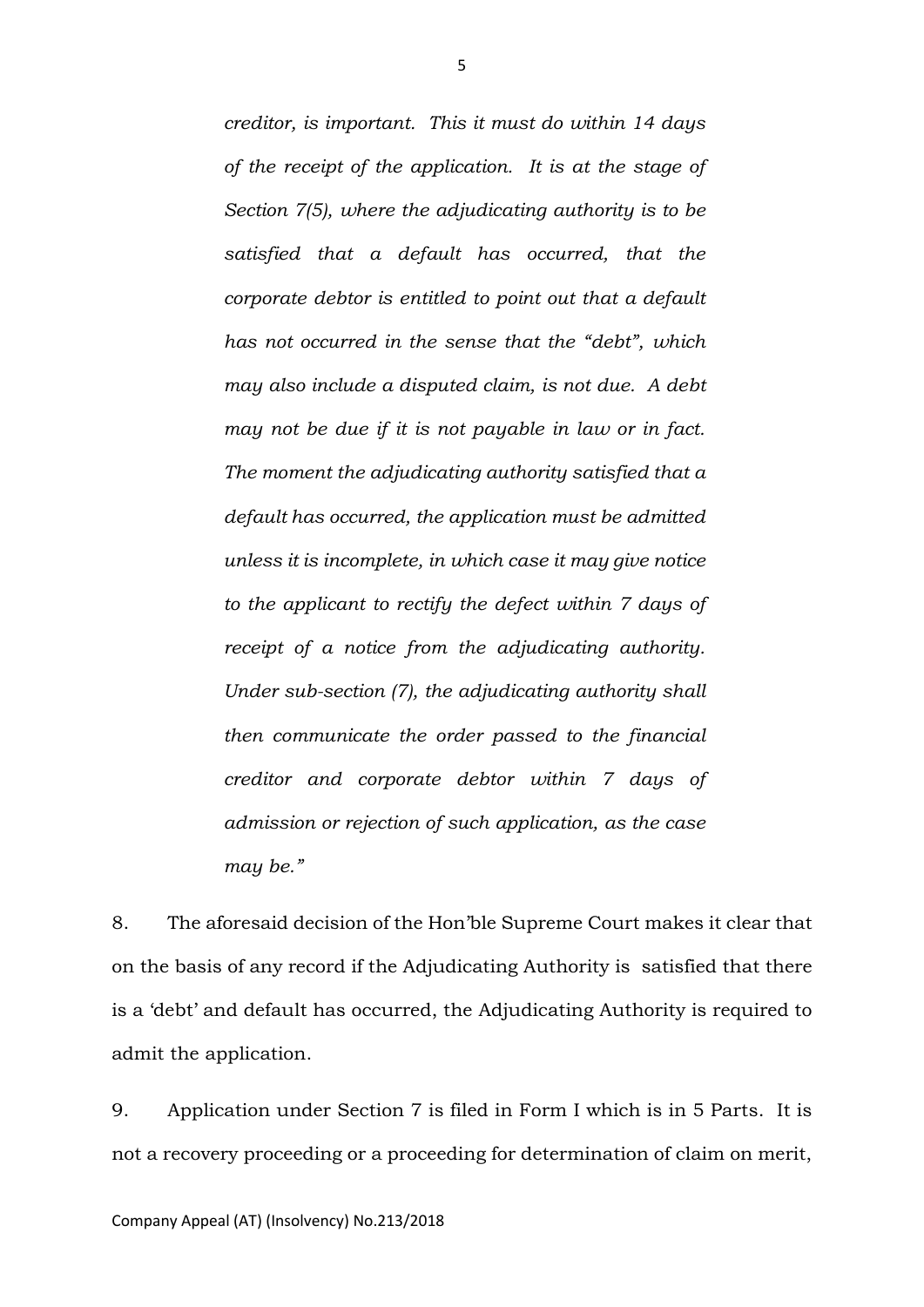*creditor, is important. This it must do within 14 days of the receipt of the application. It is at the stage of Section 7(5), where the adjudicating authority is to be satisfied that a default has occurred, that the corporate debtor is entitled to point out that a default has not occurred in the sense that the "debt", which may also include a disputed claim, is not due. A debt may not be due if it is not payable in law or in fact. The moment the adjudicating authority satisfied that a default has occurred, the application must be admitted unless it is incomplete, in which case it may give notice to the applicant to rectify the defect within 7 days of receipt of a notice from the adjudicating authority. Under sub-section (7), the adjudicating authority shall then communicate the order passed to the financial creditor and corporate debtor within 7 days of admission or rejection of such application, as the case may be."*

8. The aforesaid decision of the Hon'ble Supreme Court makes it clear that on the basis of any record if the Adjudicating Authority is satisfied that there is a 'debt' and default has occurred, the Adjudicating Authority is required to admit the application.

9. Application under Section 7 is filed in Form I which is in 5 Parts. It is not a recovery proceeding or a proceeding for determination of claim on merit,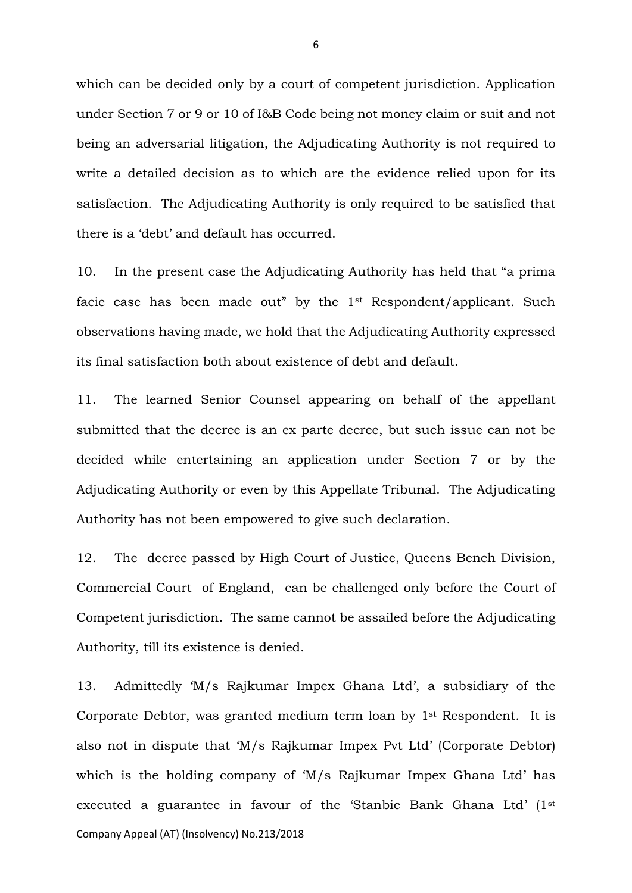which can be decided only by a court of competent jurisdiction. Application under Section 7 or 9 or 10 of I&B Code being not money claim or suit and not being an adversarial litigation, the Adjudicating Authority is not required to write a detailed decision as to which are the evidence relied upon for its satisfaction. The Adjudicating Authority is only required to be satisfied that there is a 'debt' and default has occurred.

10. In the present case the Adjudicating Authority has held that "a prima facie case has been made out" by the 1st Respondent/applicant. Such observations having made, we hold that the Adjudicating Authority expressed its final satisfaction both about existence of debt and default.

11. The learned Senior Counsel appearing on behalf of the appellant submitted that the decree is an ex parte decree, but such issue can not be decided while entertaining an application under Section 7 or by the Adjudicating Authority or even by this Appellate Tribunal. The Adjudicating Authority has not been empowered to give such declaration.

12. The decree passed by High Court of Justice, Queens Bench Division, Commercial Court of England, can be challenged only before the Court of Competent jurisdiction. The same cannot be assailed before the Adjudicating Authority, till its existence is denied.

13. Admittedly 'M/s Rajkumar Impex Ghana Ltd', a subsidiary of the Corporate Debtor, was granted medium term loan by 1st Respondent. It is also not in dispute that 'M/s Rajkumar Impex Pvt Ltd' (Corporate Debtor) which is the holding company of 'M/s Rajkumar Impex Ghana Ltd' has executed a guarantee in favour of the 'Stanbic Bank Ghana Ltd' (1st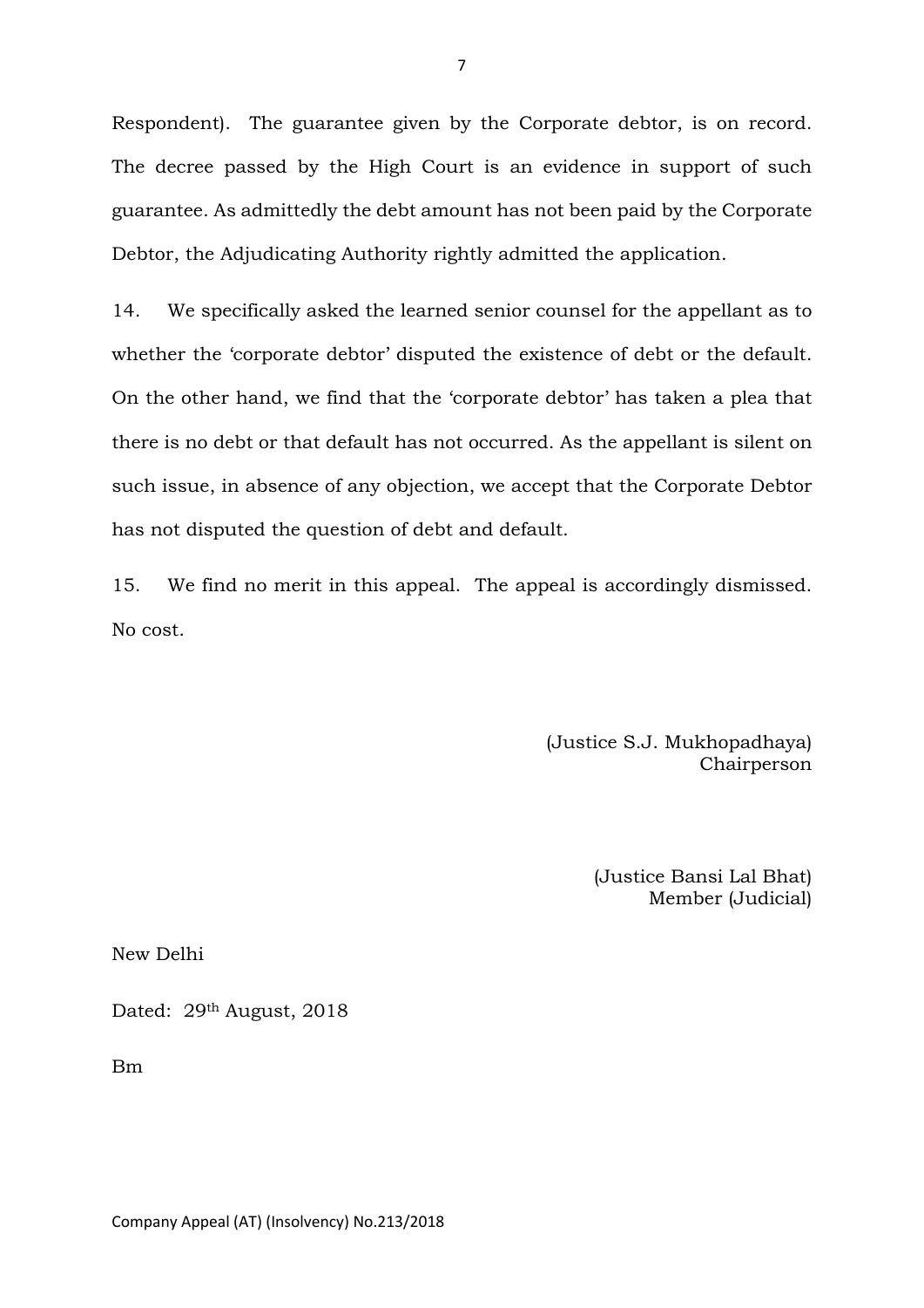Respondent). The guarantee given by the Corporate debtor, is on record. The decree passed by the High Court is an evidence in support of such guarantee. As admittedly the debt amount has not been paid by the Corporate Debtor, the Adjudicating Authority rightly admitted the application.

14. We specifically asked the learned senior counsel for the appellant as to whether the 'corporate debtor' disputed the existence of debt or the default. On the other hand, we find that the 'corporate debtor' has taken a plea that there is no debt or that default has not occurred. As the appellant is silent on such issue, in absence of any objection, we accept that the Corporate Debtor has not disputed the question of debt and default.

15. We find no merit in this appeal. The appeal is accordingly dismissed. No cost.

(Justice S.J. Mukhopadhaya)
Chairperson

(Justice Bansi Lal Bhat)
Member (Judicial)

New Delhi

Dated: 29th August, 2018

Bm